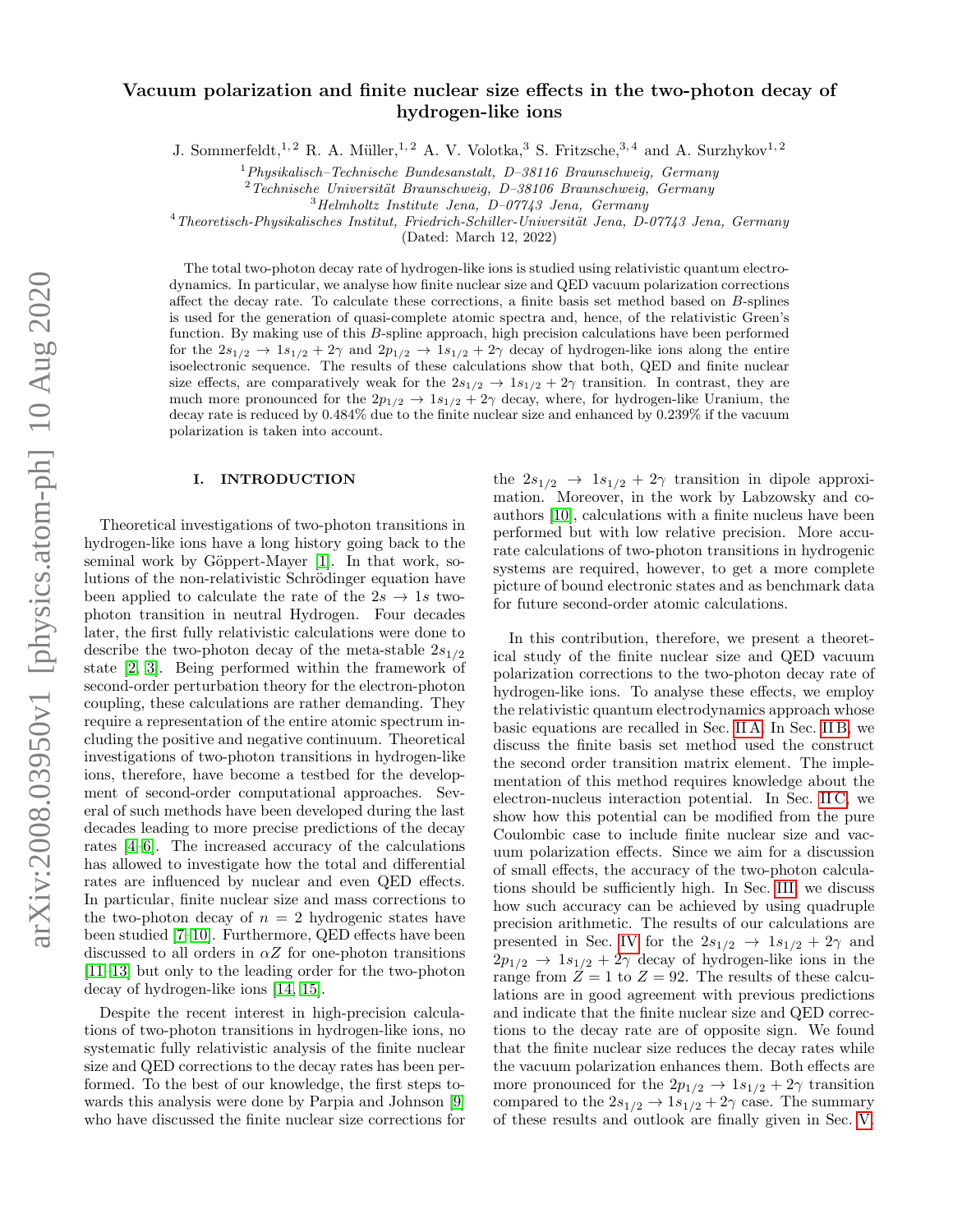# Vacuum polarization and finite nuclear size effects in the two-photon decay of hydrogen-like ions

J. Sommerfeldt,[1,2] R. A. Müller,[1,2] A. V. Volotka,[3] S. Fritzsche,[3,4] and A. Surzhykov[1,2]

[1] *Physikalisch–Technische Bundesanstalt, D–38116 Braunschweig, Germany*
[2] *Technische Universität Braunschweig, D–38106 Braunschweig, Germany*
[3] *Helmholtz Institute Jena, D–07743 Jena, Germany*
[4] *Theoretisch-Physikalisches Institut, Friedrich-Schiller-Universität Jena, D-07743 Jena, Germany*

(Dated: March 12, 2022)

The total two-photon decay rate of hydrogen-like ions is studied using relativistic quantum electrodynamics. In particular, we analyse how finite nuclear size and QED vacuum polarization corrections affect the decay rate. To calculate these corrections, a finite basis set method based on $B$-splines is used for the generation of quasi-complete atomic spectra and, hence, of the relativistic Green's function. By making use of this $B$-spline approach, high precision calculations have been performed for the $2s_{1/2} \to 1s_{1/2} + 2\gamma$ and $2p_{1/2} \to 1s_{1/2} + 2\gamma$ decay of hydrogen-like ions along the entire isoelectronic sequence. The results of these calculations show that both, QED and finite nuclear size effects, are comparatively weak for the $2s_{1/2} \to 1s_{1/2} + 2\gamma$ transition. In contrast, they are much more pronounced for the $2p_{1/2} \to 1s_{1/2} + 2\gamma$ decay, where, for hydrogen-like Uranium, the decay rate is reduced by 0.484% due to the finite nuclear size and enhanced by 0.239% if the vacuum polarization is taken into account.

## I. INTRODUCTION

Theoretical investigations of two-photon transitions in hydrogen-like ions have a long history going back to the seminal work by Göppert-Mayer [1]. In that work, solutions of the non-relativistic Schrödinger equation have been applied to calculate the rate of the $2s \to 1s$ two-photon transition in neutral Hydrogen. Four decades later, the first fully relativistic calculations were done to describe the two-photon decay of the meta-stable $2s_{1/2}$ state [2, 3]. Being performed within the framework of second-order perturbation theory for the electron-photon coupling, these calculations are rather demanding. They require a representation of the entire atomic spectrum including the positive and negative continuum. Theoretical investigations of two-photon transitions in hydrogen-like ions, therefore, have become a testbed for the development of second-order computational approaches. Several of such methods have been developed during the last decades leading to more precise predictions of the decay rates [4–6]. The increased accuracy of the calculations has allowed to investigate how the total and differential rates are influenced by nuclear and even QED effects. In particular, finite nuclear size and mass corrections to the two-photon decay of $n = 2$ hydrogenic states have been studied [7–10]. Furthermore, QED effects have been discussed to all orders in $\alpha Z$ for one-photon transitions [11–13] but only to the leading order for the two-photon decay of hydrogen-like ions [14, 15].

Despite the recent interest in high-precision calculations of two-photon transitions in hydrogen-like ions, no systematic fully relativistic analysis of the finite nuclear size and QED corrections to the decay rates has been performed. To the best of our knowledge, the first steps towards this analysis were done by Parpia and Johnson [9] who have discussed the finite nuclear size corrections for the $2s_{1/2} \to 1s_{1/2} + 2\gamma$ transition in dipole approximation. Moreover, in the work by Labzowsky and coauthors [10], calculations with a finite nucleus have been performed but with low relative precision. More accurate calculations of two-photon transitions in hydrogenic systems are required, however, to get a more complete picture of bound electronic states and as benchmark data for future second-order atomic calculations.

In this contribution, therefore, we present a theoretical study of the finite nuclear size and QED vacuum polarization corrections to the two-photon decay rate of hydrogen-like ions. To analyse these effects, we employ the relativistic quantum electrodynamics approach whose basic equations are recalled in Sec. II A. In Sec. II B, we discuss the finite basis set method used the construct the second order transition matrix element. The implementation of this method requires knowledge about the electron-nucleus interaction potential. In Sec. II C, we show how this potential can be modified from the pure Coulombic case to include finite nuclear size and vacuum polarization effects. Since we aim for a discussion of small effects, the accuracy of the two-photon calculations should be sufficiently high. In Sec. III, we discuss how such accuracy can be achieved by using quadruple precision arithmetic. The results of our calculations are presented in Sec. IV for the $2s_{1/2} \to 1s_{1/2} + 2\gamma$ and $2p_{1/2} \to 1s_{1/2} + 2\gamma$ decay of hydrogen-like ions in the range from $Z = 1$ to $Z = 92$. The results of these calculations are in good agreement with previous predictions and indicate that the finite nuclear size and QED corrections to the decay rate are of opposite sign. We found that the finite nuclear size reduces the decay rates while the vacuum polarization enhances them. Both effects are more pronounced for the $2p_{1/2} \to 1s_{1/2} + 2\gamma$ transition compared to the $2s_{1/2} \to 1s_{1/2} + 2\gamma$ case. The summary of these results and outlook are finally given in Sec. V.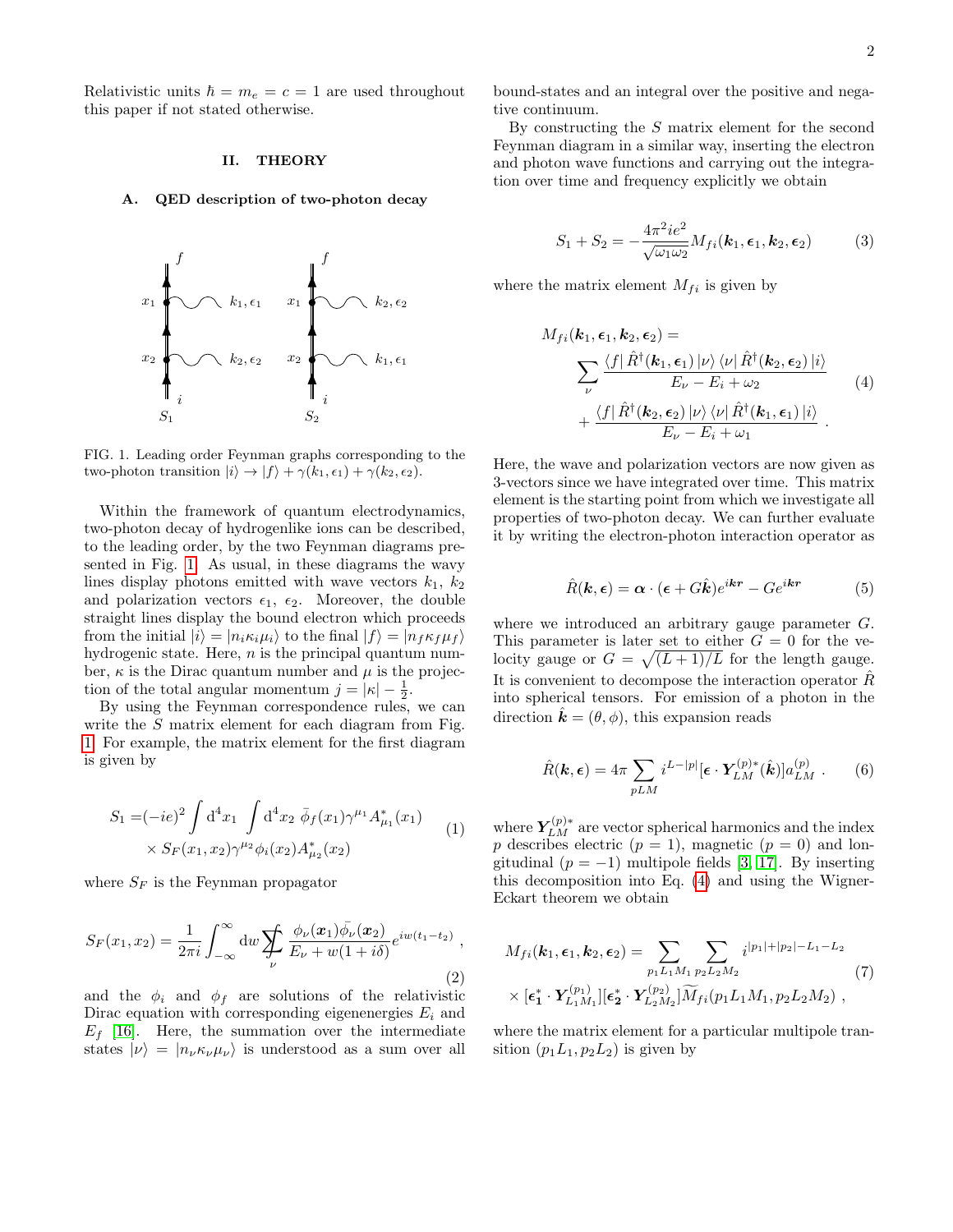Relativistic units $\hbar = m_e = c = 1$ are used throughout this paper if not stated otherwise.

## II. THEORY

### A. QED description of two-photon decay

FIG. 1. Leading order Feynman graphs corresponding to the two-photon transition $|i\rangle \to |f\rangle + \gamma(k_1, \epsilon_1) + \gamma(k_2, \epsilon_2)$.

Within the framework of quantum electrodynamics, two-photon decay of hydrogenlike ions can be described, to the leading order, by the two Feynman diagrams presented in Fig. 1. As usual, in these diagrams the wavy lines display photons emitted with wave vectors $k_1$, $k_2$ and polarization vectors $\epsilon_1$, $\epsilon_2$. Moreover, the double straight lines display the bound electron which proceeds from the initial $|i\rangle = |n_i\kappa_i\mu_i\rangle$ to the final $|f\rangle = |n_f\kappa_f\mu_f\rangle$ hydrogenic state. Here, $n$ is the principal quantum number, $\kappa$ is the Dirac quantum number and $\mu$ is the projection of the total angular momentum $j = |\kappa| - \frac{1}{2}$.

By using the Feynman correspondence rules, we can write the $S$ matrix element for each diagram from Fig. 1. For example, the matrix element for the first diagram is given by

$$
\begin{aligned}
S_1 =& (-ie)^2 \int \mathrm{d}^4x_1 \int \mathrm{d}^4x_2 \; \bar{\phi}_f(x_1)\gamma^{\mu_1}A^*_{\mu_1}(x_1) \\
&\times S_F(x_1,x_2)\gamma^{\mu_2}\phi_i(x_2)A^*_{\mu_2}(x_2)
\end{aligned}
\tag{1}
$$

where $S_F$ is the Feynman propagator

$$
S_F(x_1,x_2) = \frac{1}{2\pi i}\int_{-\infty}^{\infty}\mathrm{d}w \sum\!\!\!\!\!\!\!\int_\nu \frac{\phi_\nu(\boldsymbol{x}_1)\bar{\phi}_\nu(\boldsymbol{x}_2)}{E_\nu + w(1+i\delta)} e^{iw(t_1-t_2)} \; , \tag{2}
$$

and the $\phi_i$ and $\phi_f$ are solutions of the relativistic Dirac equation with corresponding eigenenergies $E_i$ and $E_f$ [16]. Here, the summation over the intermediate states $|\nu\rangle = |n_\nu\kappa_\nu\mu_\nu\rangle$ is understood as a sum over all bound-states and an integral over the positive and negative continuum.

By constructing the $S$ matrix element for the second Feynman diagram in a similar way, inserting the electron and photon wave functions and carrying out the integration over time and frequency explicitly we obtain

$$
S_1 + S_2 = -\frac{4\pi^2 ie^2}{\sqrt{\omega_1\omega_2}} M_{fi}(\boldsymbol{k}_1, \boldsymbol{\epsilon}_1, \boldsymbol{k}_2, \boldsymbol{\epsilon}_2) \tag{3}
$$

where the matrix element $M_{fi}$ is given by

$$
\begin{aligned}
M_{fi}&(\boldsymbol{k}_1, \boldsymbol{\epsilon}_1, \boldsymbol{k}_2, \boldsymbol{\epsilon}_2) = \\
&\sum_\nu \frac{\langle f|\,\hat{R}^\dagger(\boldsymbol{k}_1,\boldsymbol{\epsilon}_1)\,|\nu\rangle\,\langle\nu|\,\hat{R}^\dagger(\boldsymbol{k}_2,\boldsymbol{\epsilon}_2)\,|i\rangle}{E_\nu - E_i + \omega_2} \\
&+ \frac{\langle f|\,\hat{R}^\dagger(\boldsymbol{k}_2,\boldsymbol{\epsilon}_2)\,|\nu\rangle\,\langle\nu|\,\hat{R}^\dagger(\boldsymbol{k}_1,\boldsymbol{\epsilon}_1)\,|i\rangle}{E_\nu - E_i + \omega_1} \; .
\end{aligned}
\tag{4}
$$

Here, the wave and polarization vectors are now given as 3-vectors since we have integrated over time. This matrix element is the starting point from which we investigate all properties of two-photon decay. We can further evaluate it by writing the electron-photon interaction operator as

$$
\hat{R}(\boldsymbol{k}, \boldsymbol{\epsilon}) = \boldsymbol{\alpha}\cdot(\boldsymbol{\epsilon} + G\hat{\boldsymbol{k}})e^{i\boldsymbol{kr}} - Ge^{i\boldsymbol{kr}} \tag{5}
$$

where we introduced an arbitrary gauge parameter $G$. This parameter is later set to either $G = 0$ for the velocity gauge or $G = \sqrt{(L+1)/L}$ for the length gauge. It is convenient to decompose the interaction operator $\hat{R}$ into spherical tensors. For emission of a photon in the direction $\hat{\boldsymbol{k}} = (\theta, \phi)$, this expansion reads

$$
\hat{R}(\boldsymbol{k}, \boldsymbol{\epsilon}) = 4\pi \sum_{pLM} i^{L-|p|}[\boldsymbol{\epsilon}\cdot\boldsymbol{Y}^{(p)*}_{LM}(\hat{\boldsymbol{k}})]a^{(p)}_{LM} \; . \tag{6}
$$

where $\boldsymbol{Y}^{(p)*}_{LM}$ are vector spherical harmonics and the index $p$ describes electric ($p = 1$), magnetic ($p = 0$) and longitudinal ($p = -1$) multipole fields [3, 17]. By inserting this decomposition into Eq. (4) and using the Wigner-Eckart theorem we obtain

$$
\begin{aligned}
M_{fi}(\boldsymbol{k}_1, \boldsymbol{\epsilon}_1, \boldsymbol{k}_2, \boldsymbol{\epsilon}_2) = \sum_{p_1L_1M_1}\sum_{p_2L_2M_2} i^{|p_1|+|p_2|-L_1-L_2} \\
\times [\boldsymbol{\epsilon}^*_1\cdot\boldsymbol{Y}^{(p_1)}_{L_1M_1}][\boldsymbol{\epsilon}^*_2\cdot\boldsymbol{Y}^{(p_2)}_{L_2M_2}]\widetilde{M}_{fi}(p_1L_1M_1, p_2L_2M_2) \; ,
\end{aligned}
\tag{7}
$$

where the matrix element for a particular multipole transition $(p_1L_1, p_2L_2)$ is given by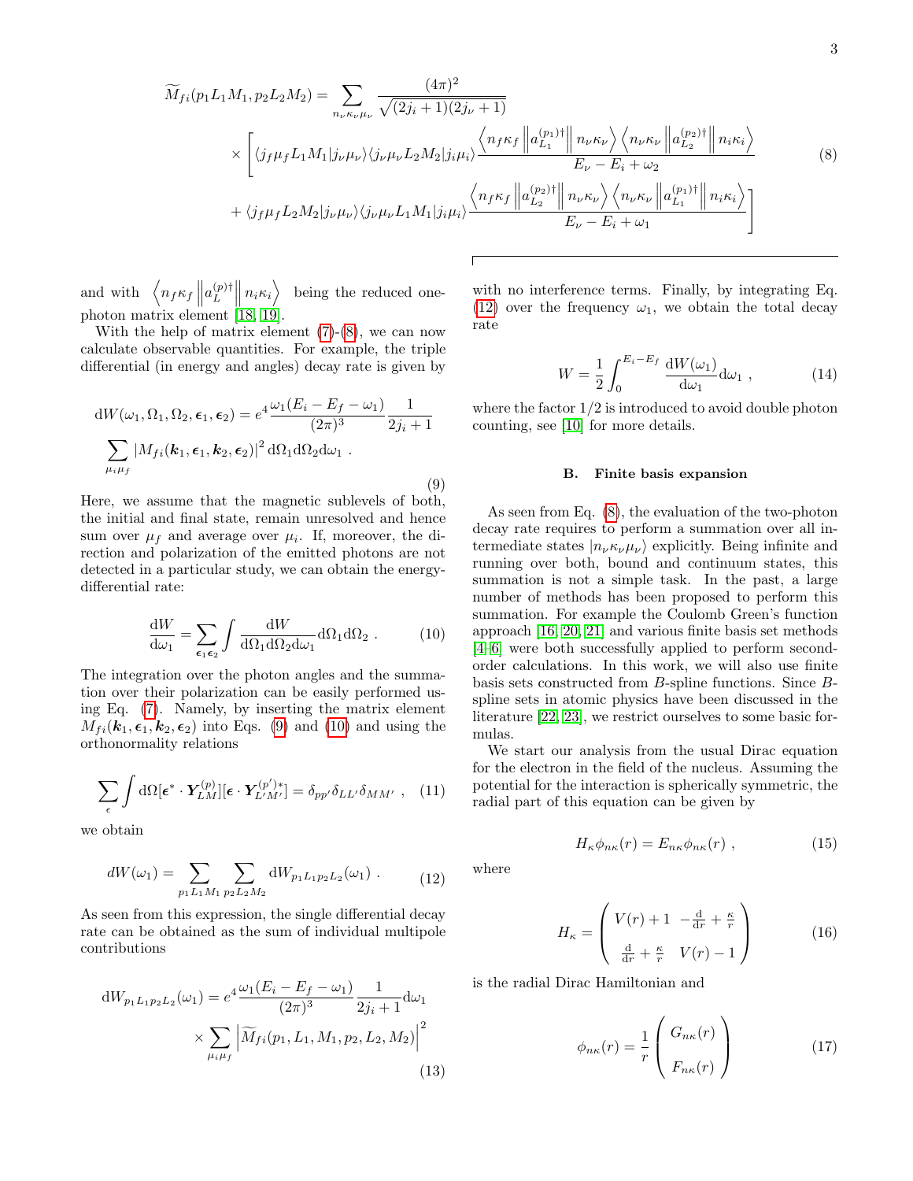$$\widetilde{M}_{fi}(p_1L_1M_1, p_2L_2M_2) = \sum_{n_\nu\kappa_\nu\mu_\nu} \frac{(4\pi)^2}{\sqrt{(2j_i+1)(2j_\nu+1)}}$$
$$\times \Bigg[ \langle j_f\mu_f L_1M_1 | j_\nu\mu_\nu\rangle \langle j_\nu\mu_\nu L_2M_2|j_i\mu_i\rangle \frac{\left\langle n_f\kappa_f \left\| a_{L_1}^{(p_1)\dagger} \right\| n_\nu\kappa_\nu \right\rangle \left\langle n_\nu\kappa_\nu \left\| a_{L_2}^{(p_2)\dagger} \right\| n_i\kappa_i \right\rangle}{E_\nu - E_i + \omega_2}$$
$$+ \langle j_f\mu_f L_2M_2 | j_\nu\mu_\nu\rangle \langle j_\nu\mu_\nu L_1M_1|j_i\mu_i\rangle \frac{\left\langle n_f\kappa_f \left\| a_{L_2}^{(p_2)\dagger} \right\| n_\nu\kappa_\nu \right\rangle \left\langle n_\nu\kappa_\nu \left\| a_{L_1}^{(p_1)\dagger} \right\| n_i\kappa_i \right\rangle}{E_\nu - E_i + \omega_1} \Bigg] \tag{8}$$

and with $\left\langle n_f\kappa_f \left\| a_L^{(p)\dagger} \right\| n_i\kappa_i \right\rangle$ being the reduced one-photon matrix element [18, 19].

With the help of matrix element (7)-(8), we can now calculate observable quantities. For example, the triple differential (in energy and angles) decay rate is given by

$$\mathrm{d}W(\omega_1, \Omega_1, \Omega_2, \boldsymbol{\epsilon}_1, \boldsymbol{\epsilon}_2) = e^4 \frac{\omega_1(E_i - E_f - \omega_1)}{(2\pi)^3} \frac{1}{2j_i+1}$$
$$\sum_{\mu_i\mu_f} \left| M_{fi}(\boldsymbol{k}_1, \boldsymbol{\epsilon}_1, \boldsymbol{k}_2, \boldsymbol{\epsilon}_2) \right|^2 \mathrm{d}\Omega_1 \mathrm{d}\Omega_2 \mathrm{d}\omega_1 \; . \tag{9}$$

Here, we assume that the magnetic sublevels of both, the initial and final state, remain unresolved and hence sum over $\mu_f$ and average over $\mu_i$. If, moreover, the direction and polarization of the emitted photons are not detected in a particular study, we can obtain the energy-differential rate:

$$\frac{\mathrm{d}W}{\mathrm{d}\omega_1} = \sum_{\boldsymbol{\epsilon}_1\boldsymbol{\epsilon}_2} \int \frac{\mathrm{d}W}{\mathrm{d}\Omega_1 \mathrm{d}\Omega_2 \mathrm{d}\omega_1} \mathrm{d}\Omega_1 \mathrm{d}\Omega_2 \; . \tag{10}$$

The integration over the photon angles and the summation over their polarization can be easily performed using Eq. (7). Namely, by inserting the matrix element $M_{fi}(\boldsymbol{k}_1, \boldsymbol{\epsilon}_1, \boldsymbol{k}_2, \boldsymbol{\epsilon}_2)$ into Eqs. (9) and (10) and using the orthonormality relations

$$\sum_{\epsilon} \int \mathrm{d}\Omega [\boldsymbol{\epsilon}^* \cdot \boldsymbol{Y}_{LM}^{(p)}][\boldsymbol{\epsilon} \cdot \boldsymbol{Y}_{L'M'}^{(p')*}] = \delta_{pp'}\delta_{LL'}\delta_{MM'} \; , \tag{11}$$

we obtain

$$dW(\omega_1) = \sum_{p_1L_1M_1} \sum_{p_2L_2M_2} \mathrm{d}W_{p_1L_1p_2L_2}(\omega_1) \; . \tag{12}$$

As seen from this expression, the single differential decay rate can be obtained as the sum of individual multipole contributions

$$\mathrm{d}W_{p_1L_1p_2L_2}(\omega_1) = e^4 \frac{\omega_1(E_i - E_f - \omega_1)}{(2\pi)^3} \frac{1}{2j_i+1} \mathrm{d}\omega_1$$
$$\times \sum_{\mu_i\mu_f} \left| \widetilde{M}_{fi}(p_1, L_1, M_1, p_2, L_2, M_2) \right|^2 \tag{13}$$

with no interference terms. Finally, by integrating Eq. (12) over the frequency $\omega_1$, we obtain the total decay rate

$$W = \frac{1}{2} \int_0^{E_i - E_f} \frac{\mathrm{d}W(\omega_1)}{\mathrm{d}\omega_1} \mathrm{d}\omega_1 \; , \tag{14}$$

where the factor 1/2 is introduced to avoid double photon counting, see [10] for more details.

### B. Finite basis expansion

As seen from Eq. (8), the evaluation of the two-photon decay rate requires to perform a summation over all intermediate states $|n_\nu\kappa_\nu\mu_\nu\rangle$ explicitly. Being infinite and running over both, bound and continuum states, this summation is not a simple task. In the past, a large number of methods has been proposed to perform this summation. For example the Coulomb Green's function approach [16, 20, 21] and various finite basis set methods [4–6] were both successfully applied to perform second-order calculations. In this work, we will also use finite basis sets constructed from $B$-spline functions. Since $B$-spline sets in atomic physics have been discussed in the literature [22, 23], we restrict ourselves to some basic formulas.

We start our analysis from the usual Dirac equation for the electron in the field of the nucleus. Assuming the potential for the interaction is spherically symmetric, the radial part of this equation can be given by

$$H_\kappa \phi_{n\kappa}(r) = E_{n\kappa}\phi_{n\kappa}(r) \; , \tag{15}$$

where

$$H_\kappa = \begin{pmatrix} V(r) + 1 & -\frac{\mathrm{d}}{\mathrm{d}r} + \frac{\kappa}{r} \\ \frac{\mathrm{d}}{\mathrm{d}r} + \frac{\kappa}{r} & V(r) - 1 \end{pmatrix} \tag{16}$$

is the radial Dirac Hamiltonian and

$$\phi_{n\kappa}(r) = \frac{1}{r} \begin{pmatrix} G_{n\kappa}(r) \\ F_{n\kappa}(r) \end{pmatrix} \tag{17}$$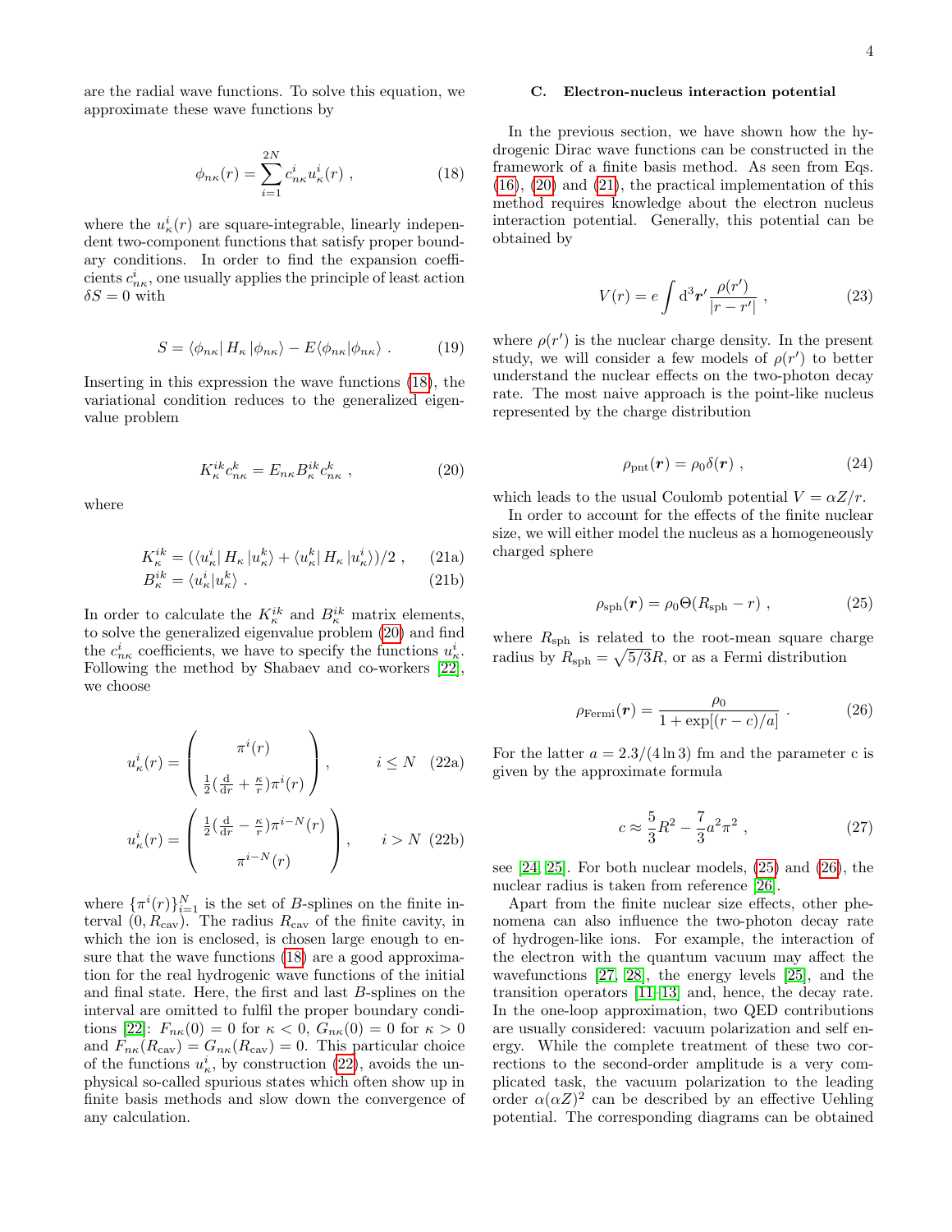are the radial wave functions. To solve this equation, we approximate these wave functions by

$$
\phi_{n\kappa}(r) = \sum_{i=1}^{2N} c^i_{n\kappa} u^i_\kappa(r) \; , \tag{18}
$$

where the $u^i_\kappa(r)$ are square-integrable, linearly independent two-component functions that satisfy proper boundary conditions. In order to find the expansion coefficients $c^i_{n\kappa}$, one usually applies the principle of least action $\delta S = 0$ with

$$
S = \langle \phi_{n\kappa} | \, H_\kappa \, | \phi_{n\kappa} \rangle - E \langle \phi_{n\kappa} | \phi_{n\kappa} \rangle \; . \tag{19}
$$

Inserting in this expression the wave functions (18), the variational condition reduces to the generalized eigenvalue problem

$$
K^{ik}_\kappa c^k_{n\kappa} = E_{n\kappa} B^{ik}_\kappa c^k_{n\kappa} \; , \tag{20}
$$

where

$$
K^{ik}_\kappa = (\langle u^i_\kappa | \, H_\kappa \, | u^k_\kappa \rangle + \langle u^k_\kappa | \, H_\kappa \, | u^i_\kappa \rangle)/2 \; , \tag{21a}
$$

$$
B^{ik}_\kappa = \langle u^i_\kappa | u^k_\kappa \rangle \; . \tag{21b}
$$

In order to calculate the $K^{ik}_\kappa$ and $B^{ik}_\kappa$ matrix elements, to solve the generalized eigenvalue problem (20) and find the $c^i_{n\kappa}$ coefficients, we have to specify the functions $u^i_\kappa$. Following the method by Shabaev and co-workers [22], we choose

$$
u^i_\kappa(r) = \begin{pmatrix} \pi^i(r) \\ \frac{1}{2}(\frac{\mathrm{d}}{\mathrm{d}r} + \frac{\kappa}{r})\pi^i(r) \end{pmatrix} , \qquad i \le N \tag{22a}
$$

$$
u^i_\kappa(r) = \begin{pmatrix} \frac{1}{2}(\frac{\mathrm{d}}{\mathrm{d}r} - \frac{\kappa}{r})\pi^{i-N}(r) \\ \pi^{i-N}(r) \end{pmatrix} , \qquad i > N \tag{22b}
$$

where $\{\pi^i(r)\}_{i=1}^N$ is the set of $B$-splines on the finite interval $(0, R_{\mathrm{cav}})$. The radius $R_{\mathrm{cav}}$ of the finite cavity, in which the ion is enclosed, is chosen large enough to ensure that the wave functions (18) are a good approximation for the real hydrogenic wave functions of the initial and final state. Here, the first and last $B$-splines on the interval are omitted to fulfil the proper boundary conditions [22]: $F_{n\kappa}(0) = 0$ for $\kappa < 0$, $G_{n\kappa}(0) = 0$ for $\kappa > 0$ and $F_{n\kappa}(R_{\mathrm{cav}}) = G_{n\kappa}(R_{\mathrm{cav}}) = 0$. This particular choice of the functions $u^i_\kappa$, by construction (22), avoids the unphysical so-called spurious states which often show up in finite basis methods and slow down the convergence of any calculation.

### C. Electron-nucleus interaction potential

In the previous section, we have shown how the hydrogenic Dirac wave functions can be constructed in the framework of a finite basis method. As seen from Eqs. (16), (20) and (21), the practical implementation of this method requires knowledge about the electron nucleus interaction potential. Generally, this potential can be obtained by

$$
V(r) = e \int \mathrm{d}^3\boldsymbol{r}' \, \frac{\rho(r')}{|r - r'|} \; , \tag{23}
$$

where $\rho(r')$ is the nuclear charge density. In the present study, we will consider a few models of $\rho(r')$ to better understand the nuclear effects on the two-photon decay rate. The most naive approach is the point-like nucleus represented by the charge distribution

$$
\rho_{\mathrm{pnt}}(\boldsymbol{r}) = \rho_0 \delta(\boldsymbol{r}) \; , \tag{24}
$$

which leads to the usual Coulomb potential $V = \alpha Z / r$.

In order to account for the effects of the finite nuclear size, we will either model the nucleus as a homogeneously charged sphere

$$
\rho_{\mathrm{sph}}(\boldsymbol{r}) = \rho_0 \Theta(R_{\mathrm{sph}} - r) \; , \tag{25}
$$

where $R_{\mathrm{sph}}$ is related to the root-mean square charge radius by $R_{\mathrm{sph}} = \sqrt{5/3}R$, or as a Fermi distribution

$$
\rho_{\mathrm{Fermi}}(\boldsymbol{r}) = \frac{\rho_0}{1 + \exp[(r - c)/a]} \; . \tag{26}
$$

For the latter $a = 2.3/(4 \ln 3)$ fm and the parameter c is given by the approximate formula

$$
c \approx \frac{5}{3} R^2 - \frac{7}{3} a^2 \pi^2 \; , \tag{27}
$$

see [24, 25]. For both nuclear models, (25) and (26), the nuclear radius is taken from reference [26].

Apart from the finite nuclear size effects, other phenomena can also influence the two-photon decay rate of hydrogen-like ions. For example, the interaction of the electron with the quantum vacuum may affect the wavefunctions [27, 28], the energy levels [25], and the transition operators [11–13] and, hence, the decay rate. In the one-loop approximation, two QED contributions are usually considered: vacuum polarization and self energy. While the complete treatment of these two corrections to the second-order amplitude is a very complicated task, the vacuum polarization to the leading order $\alpha(\alpha Z)^2$ can be described by an effective Uehling potential. The corresponding diagrams can be obtained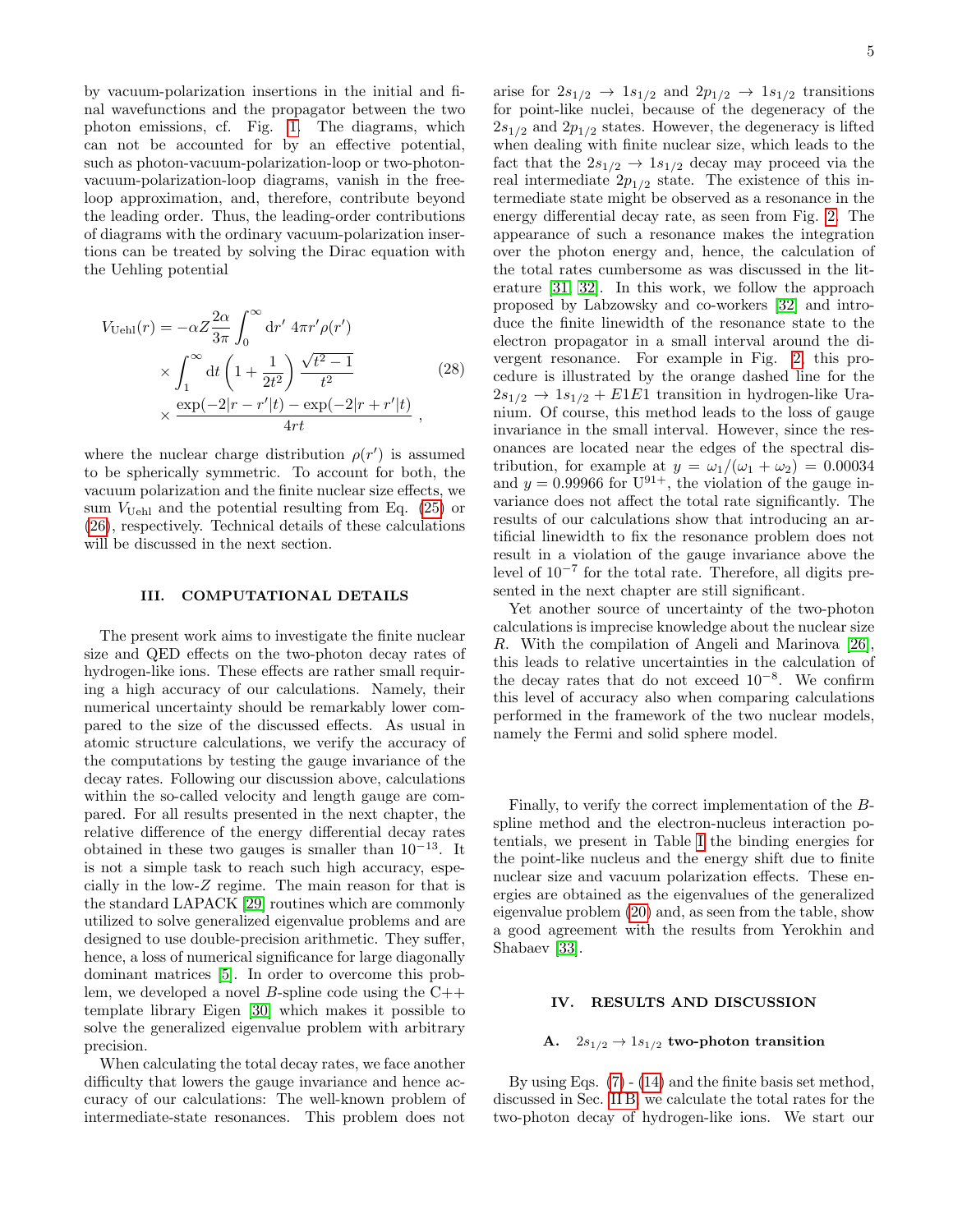by vacuum-polarization insertions in the initial and final wavefunctions and the propagator between the two photon emissions, cf. Fig. 1. The diagrams, which can not be accounted for by an effective potential, such as photon-vacuum-polarization-loop or two-photon-vacuum-polarization-loop diagrams, vanish in the free-loop approximation, and, therefore, contribute beyond the leading order. Thus, the leading-order contributions of diagrams with the ordinary vacuum-polarization insertions can be treated by solving the Dirac equation with the Uehling potential

$$
\begin{aligned}
V_{\mathrm{Uehl}}(r) = &-\alpha Z \frac{2\alpha}{3\pi} \int_0^\infty \mathrm{d}r' \; 4\pi r' \rho(r') \\
&\times \int_1^\infty \mathrm{d}t \left(1 + \frac{1}{2t^2}\right) \frac{\sqrt{t^2-1}}{t^2} \\
&\times \frac{\exp(-2|r-r'|t) - \exp(-2|r+r'|t)}{4rt} \, ,
\end{aligned}
\tag{28}
$$

where the nuclear charge distribution $\rho(r')$ is assumed to be spherically symmetric. To account for both, the vacuum polarization and the finite nuclear size effects, we sum $V_{\mathrm{Uehl}}$ and the potential resulting from Eq. (25) or (26), respectively. Technical details of these calculations will be discussed in the next section.

## III. COMPUTATIONAL DETAILS

The present work aims to investigate the finite nuclear size and QED effects on the two-photon decay rates of hydrogen-like ions. These effects are rather small requiring a high accuracy of our calculations. Namely, their numerical uncertainty should be remarkably lower compared to the size of the discussed effects. As usual in atomic structure calculations, we verify the accuracy of the computations by testing the gauge invariance of the decay rates. Following our discussion above, calculations within the so-called velocity and length gauge are compared. For all results presented in the next chapter, the relative difference of the energy differential decay rates obtained in these two gauges is smaller than $10^{-13}$. It is not a simple task to reach such high accuracy, especially in the low-$Z$ regime. The main reason for that is the standard LAPACK [29] routines which are commonly utilized to solve generalized eigenvalue problems and are designed to use double-precision arithmetic. They suffer, hence, a loss of numerical significance for large diagonally dominant matrices [5]. In order to overcome this problem, we developed a novel $B$-spline code using the C++ template library Eigen [30] which makes it possible to solve the generalized eigenvalue problem with arbitrary precision.

When calculating the total decay rates, we face another difficulty that lowers the gauge invariance and hence accuracy of our calculations: The well-known problem of intermediate-state resonances. This problem does not arise for $2s_{1/2} \to 1s_{1/2}$ and $2p_{1/2} \to 1s_{1/2}$ transitions for point-like nuclei, because of the degeneracy of the $2s_{1/2}$ and $2p_{1/2}$ states. However, the degeneracy is lifted when dealing with finite nuclear size, which leads to the fact that the $2s_{1/2} \to 1s_{1/2}$ decay may proceed via the real intermediate $2p_{1/2}$ state. The existence of this intermediate state might be observed as a resonance in the energy differential decay rate, as seen from Fig. 2. The appearance of such a resonance makes the integration over the photon energy and, hence, the calculation of the total rates cumbersome as was discussed in the literature [31, 32]. In this work, we follow the approach proposed by Labzowsky and co-workers [32] and introduce the finite linewidth of the resonance state to the electron propagator in a small interval around the divergent resonance. For example in Fig. 2, this procedure is illustrated by the orange dashed line for the $2s_{1/2} \to 1s_{1/2} + E1E1$ transition in hydrogen-like Uranium. Of course, this method leads to the loss of gauge invariance in the small interval. However, since the resonances are located near the edges of the spectral distribution, for example at $y = \omega_1/(\omega_1 + \omega_2) = 0.00034$ and $y = 0.99966$ for $\mathrm{U}^{91+}$, the violation of the gauge invariance does not affect the total rate significantly. The results of our calculations show that introducing an artificial linewidth to fix the resonance problem does not result in a violation of the gauge invariance above the level of $10^{-7}$ for the total rate. Therefore, all digits presented in the next chapter are still significant.

Yet another source of uncertainty of the two-photon calculations is imprecise knowledge about the nuclear size $R$. With the compilation of Angeli and Marinova [26], this leads to relative uncertainties in the calculation of the decay rates that do not exceed $10^{-8}$. We confirm this level of accuracy also when comparing calculations performed in the framework of the two nuclear models, namely the Fermi and solid sphere model.

Finally, to verify the correct implementation of the $B$-spline method and the electron-nucleus interaction potentials, we present in Table I the binding energies for the point-like nucleus and the energy shift due to finite nuclear size and vacuum polarization effects. These energies are obtained as the eigenvalues of the generalized eigenvalue problem (20) and, as seen from the table, show a good agreement with the results from Yerokhin and Shabaev [33].

## IV. RESULTS AND DISCUSSION

### A. $2s_{1/2} \to 1s_{1/2}$ two-photon transition

By using Eqs. (7) - (14) and the finite basis set method, discussed in Sec. II B, we calculate the total rates for the two-photon decay of hydrogen-like ions. We start our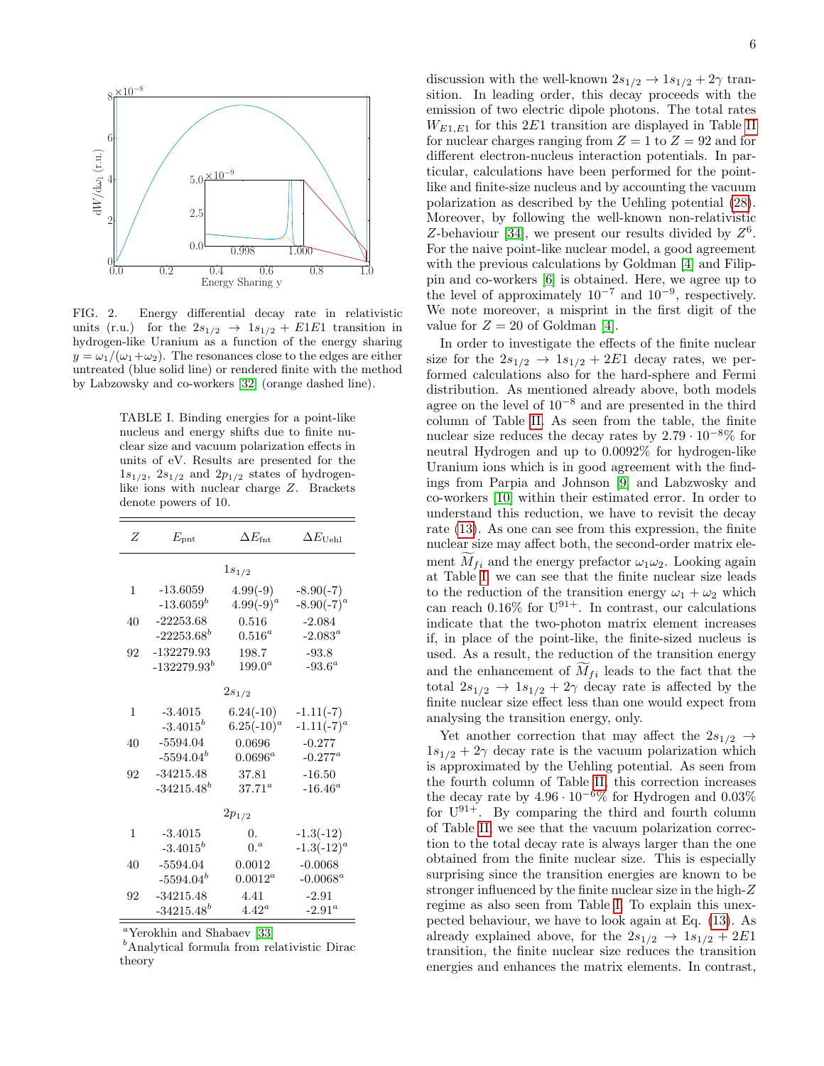FIG. 2. Energy differential decay rate in relativistic units (r.u.) for the $2s_{1/2} \rightarrow 1s_{1/2} + E1E1$ transition in hydrogen-like Uranium as a function of the energy sharing $y = \omega_1/(\omega_1+\omega_2)$. The resonances close to the edges are either untreated (blue solid line) or rendered finite with the method by Labzowsky and co-workers [32] (orange dashed line).

TABLE I. Binding energies for a point-like nucleus and energy shifts due to finite nuclear size and vacuum polarization effects in units of eV. Results are presented for the $1s_{1/2}$, $2s_{1/2}$ and $2p_{1/2}$ states of hydrogen-like ions with nuclear charge $Z$. Brackets denote powers of 10.

| $Z$ | $E_{\rm pnt}$ | $\Delta E_{\rm fnt}$ | $\Delta E_{\rm Uehl}$ |
|---|---|---|---|
| | $1s_{1/2}$ | | |
| 1 | -13.6059 | 4.99(-9) | -8.90(-7) |
| | -13.6059$^b$ | 4.99(-9)$^a$ | -8.90(-7)$^a$ |
| 40 | -22253.68 | 0.516 | -2.084 |
| | -22253.68$^b$ | 0.516$^a$ | -2.083$^a$ |
| 92 | -132279.93 | 198.7 | -93.8 |
| | -132279.93$^b$ | 199.0$^a$ | -93.6$^a$ |
| | $2s_{1/2}$ | | |
| 1 | -3.4015 | 6.24(-10) | -1.11(-7) |
| | -3.4015$^b$ | 6.25(-10)$^a$ | -1.11(-7)$^a$ |
| 40 | -5594.04 | 0.0696 | -0.277 |
| | -5594.04$^b$ | 0.0696$^a$ | -0.277$^a$ |
| 92 | -34215.48 | 37.81 | -16.50 |
| | -34215.48$^b$ | 37.71$^a$ | -16.46$^a$ |
| | $2p_{1/2}$ | | |
| 1 | -3.4015 | 0. | -1.3(-12) |
| | -3.4015$^b$ | 0.$^a$ | -1.3(-12)$^a$ |
| 40 | -5594.04 | 0.0012 | -0.0068 |
| | -5594.04$^b$ | 0.0012$^a$ | -0.0068$^a$ |
| 92 | -34215.48 | 4.41 | -2.91 |
| | -34215.48$^b$ | 4.42$^a$ | -2.91$^a$ |

$^a$Yerokhin and Shabaev [33]
$^b$Analytical formula from relativistic Dirac theory

discussion with the well-known $2s_{1/2} \rightarrow 1s_{1/2} + 2\gamma$ transition. In leading order, this decay proceeds with the emission of two electric dipole photons. The total rates $W_{E1,E1}$ for this $2E1$ transition are displayed in Table II for nuclear charges ranging from $Z = 1$ to $Z = 92$ and for different electron-nucleus interaction potentials. In particular, calculations have been performed for the point-like and finite-size nucleus and by accounting the vacuum polarization as described by the Uehling potential (28). Moreover, by following the well-known non-relativistic $Z$-behaviour [34], we present our results divided by $Z^6$. For the naive point-like nuclear model, a good agreement with the previous calculations by Goldman [4] and Filippin and co-workers [6] is obtained. Here, we agree up to the level of approximately $10^{-7}$ and $10^{-9}$, respectively. We note moreover, a misprint in the first digit of the value for $Z = 20$ of Goldman [4].

In order to investigate the effects of the finite nuclear size for the $2s_{1/2} \rightarrow 1s_{1/2} + 2E1$ decay rates, we performed calculations also for the hard-sphere and Fermi distribution. As mentioned already above, both models agree on the level of $10^{-8}$ and are presented in the third column of Table II. As seen from the table, the finite nuclear size reduces the decay rates by $2.79 \cdot 10^{-8}$% for neutral Hydrogen and up to 0.0092% for hydrogen-like Uranium ions which is in good agreement with the findings from Parpia and Johnson [9] and Labzowsky and co-workers [10] within their estimated error. In order to understand this reduction, we have to revisit the decay rate (13). As one can see from this expression, the finite nuclear size may affect both, the second-order matrix element $\widetilde{M}_{fi}$ and the energy prefactor $\omega_1\omega_2$. Looking again at Table I, we can see that the finite nuclear size leads to the reduction of the transition energy $\omega_1 + \omega_2$ which can reach 0.16% for $U^{91+}$. In contrast, our calculations indicate that the two-photon matrix element increases if, in place of the point-like, the finite-sized nucleus is used. As a result, the reduction of the transition energy and the enhancement of $\widetilde{M}_{fi}$ leads to the fact that the total $2s_{1/2} \rightarrow 1s_{1/2} + 2\gamma$ decay rate is affected by the finite nuclear size effect less than one would expect from analysing the transition energy, only.

Yet another correction that may affect the $2s_{1/2} \rightarrow 1s_{1/2} + 2\gamma$ decay rate is the vacuum polarization which is approximated by the Uehling potential. As seen from the fourth column of Table II, this correction increases the decay rate by $4.96 \cdot 10^{-6}$% for Hydrogen and 0.03% for $U^{91+}$. By comparing the third and fourth column of Table II, we see that the vacuum polarization correction to the total decay rate is always larger than the one obtained from the finite nuclear size. This is especially surprising since the transition energies are known to be stronger influenced by the finite nuclear size in the high-$Z$ regime as also seen from Table I. To explain this unexpected behaviour, we have to look again at Eq. (13). As already explained above, for the $2s_{1/2} \rightarrow 1s_{1/2} + 2E1$ transition, the finite nuclear size reduces the transition energies and enhances the matrix elements. In contrast,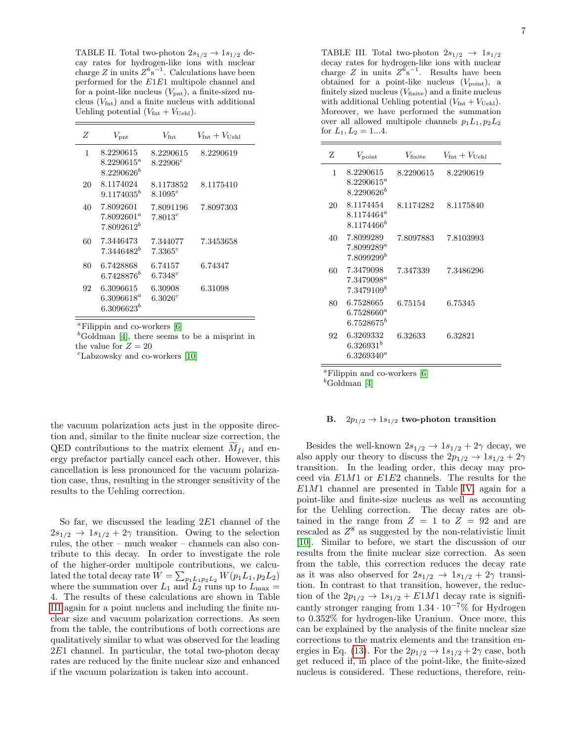TABLE II. Total two-photon $2s_{1/2} \to 1s_{1/2}$ decay rates for hydrogen-like ions with nuclear charge $Z$ in units $Z^6\mathrm{s}^{-1}$. Calculations have been performed for the $E1E1$ multipole channel and for a point-like nucleus ($V_{\rm pnt}$), a finite-sized nucleus ($V_{\rm fnt}$) and a finite nucleus with additional Uehling potential ($V_{\rm fnt} + V_{\rm Uehl}$).

| $Z$ | $V_{\rm pnt}$ | $V_{\rm fnt}$ | $V_{\rm fnt} + V_{\rm Uehl}$ |
|---|---|---|---|
| 1 | 8.2290615<br>8.2290615[a]<br>8.2290626[b] | 8.2290615<br>8.22906[c] | 8.2290619 |
| 20 | 8.1174024<br>9.1174035[b] | 8.1173852<br>8.1095[c] | 8.1175410 |
| 40 | 7.8092601<br>7.8092601[a]<br>7.8092612[b] | 7.8091196<br>7.8013[c] | 7.8097303 |
| 60 | 7.3446473<br>7.3446482[b] | 7.344077<br>7.3365[c] | 7.3453658 |
| 80 | 6.7428868<br>6.7428876[b] | 6.74157<br>6.7348[c] | 6.74347 |
| 92 | 6.3096615<br>6.3096618[a]<br>6.3096623[b] | 6.30908<br>6.3026[c] | 6.31098 |

[a]Filippin and co-workers [6]
[b]Goldman [4], there seems to be a misprint in the value for $Z = 20$
[c]Labzowsky and co-workers [10]

TABLE III. Total two-photon $2s_{1/2} \to 1s_{1/2}$ decay rates for hydrogen-like ions with nuclear charge $Z$ in units $Z^6\mathrm{s}^{-1}$. Results have been obtained for a point-like nucleus ($V_{\rm point}$), a finitely sized nucleus ($V_{\rm finite}$) and a finite nucleus with additional Uehling potential ($V_{\rm fnt} + V_{\rm Uehl}$). Moreover, we have performed the summation over all allowed multipole channels $p_1L_1, p_2L_2$ for $L_1, L_2 = 1...4$.

| Z | $V_{\rm point}$ | $V_{\rm finite}$ | $V_{\rm fnt} + V_{\rm Uehl}$ |
|---|---|---|---|
| 1 | 8.2290615<br>8.2290615[a]<br>8.2290626[b] | 8.2290615 | 8.2290619 |
| 20 | 8.1174454<br>8.1174464[a]<br>8.1174466[b] | 8.1174282 | 8.1175840 |
| 40 | 7.8099289<br>7.8099289[a]<br>7.8099299[b] | 7.8097883 | 7.8103993 |
| 60 | 7.3479098<br>7.3479098[a]<br>7.3479109[b] | 7.347339 | 7.3486296 |
| 80 | 6.7528665<br>6.7528660[a]<br>6.7528675[b] | 6.75154 | 6.75345 |
| 92 | 6.3269332<br>6.326931[b]<br>6.3269340[a] | 6.32633 | 6.32821 |

[a]Filippin and co-workers [6]
[b]Goldman [4]

the vacuum polarization acts just in the opposite direction and, similar to the finite nuclear size correction, the QED contributions to the matrix element $\widetilde{M}_{fi}$ and energy prefactor partially cancel each other. However, this cancellation is less pronounced for the vacuum polarization case, thus, resulting in the stronger sensitivity of the results to the Uehling correction.

So far, we discussed the leading $2E1$ channel of the $2s_{1/2} \to 1s_{1/2} + 2\gamma$ transition. Owing to the selection rules, the other – much weaker – channels can also contribute to this decay. In order to investigate the role of the higher-order multipole contributions, we calculated the total decay rate $W = \sum_{p_1L_1p_2L_2} W(p_1L_1, p_2L_2)$ where the summation over $L_1$ and $L_2$ runs up to $L_{\rm max} = 4$. The results of these calculations are shown in Table III again for a point nucleus and including the finite nuclear size and vacuum polarization corrections. As seen from the table, the contributions of both corrections are qualitatively similar to what was observed for the leading $2E1$ channel. In particular, the total two-photon decay rates are reduced by the finite nuclear size and enhanced if the vacuum polarization is taken into account.

### B. $2p_{1/2} \to 1s_{1/2}$ two-photon transition

Besides the well-known $2s_{1/2} \to 1s_{1/2} + 2\gamma$ decay, we also apply our theory to discuss the $2p_{1/2} \to 1s_{1/2} + 2\gamma$ transition. In the leading order, this decay may proceed via $E1M1$ or $E1E2$ channels. The results for the $E1M1$ channel are presented in Table IV, again for a point-like and finite-size nucleus as well as accounting for the Uehling correction. The decay rates are obtained in the range from $Z = 1$ to $Z = 92$ and are rescaled as $Z^8$ as suggested by the non-relativistic limit [10]. Similar to before, we start the discussion of our results from the finite nuclear size correction. As seen from the table, this correction reduces the decay rate as it was also observed for $2s_{1/2} \to 1s_{1/2} + 2\gamma$ transition. In contrast to that transition, however, the reduction of the $2p_{1/2} \to 1s_{1/2} + E1M1$ decay rate is significantly stronger ranging from $1.34 \cdot 10^{-7}\%$ for Hydrogen to 0.352% for hydrogen-like Uranium. Once more, this can be explained by the analysis of the finite nuclear size corrections to the matrix elements and the transition energies in Eq. (13). For the $2p_{1/2} \to 1s_{1/2} + 2\gamma$ case, both get reduced if, in place of the point-like, the finite-sized nucleus is considered. These reductions, therefore, rein-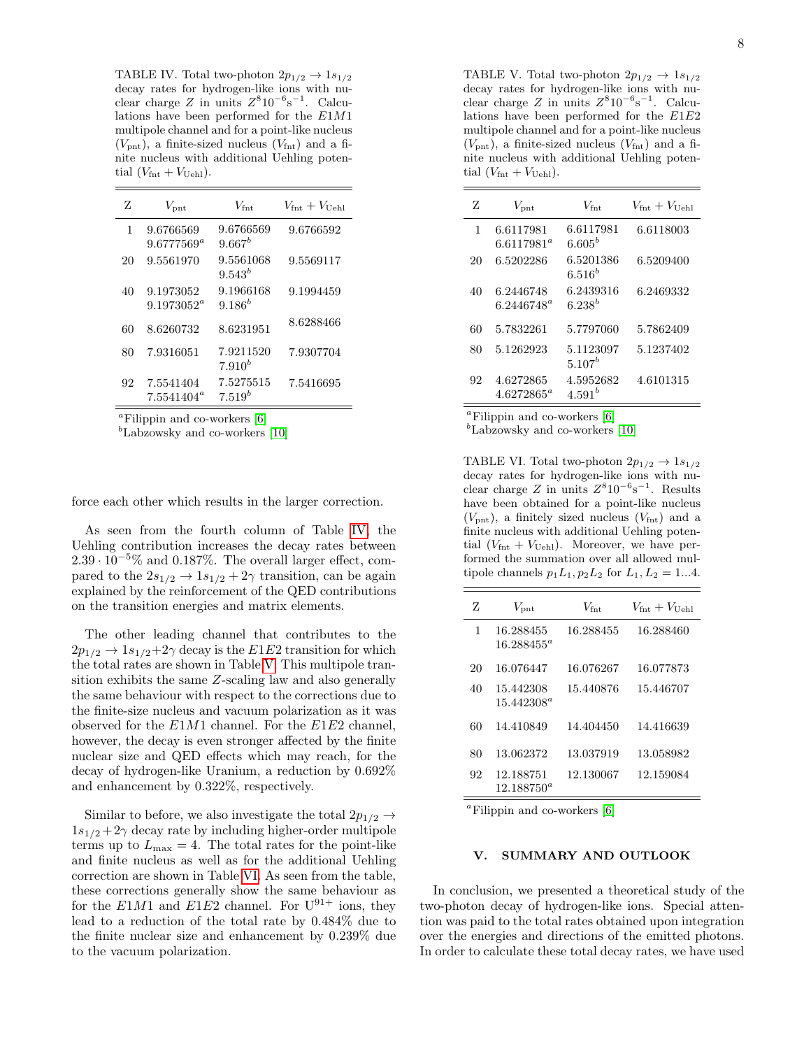TABLE IV. Total two-photon $2p_{1/2} \to 1s_{1/2}$ decay rates for hydrogen-like ions with nuclear charge $Z$ in units $Z^8 10^{-6}\mathrm{s}^{-1}$. Calculations have been performed for the $E1M1$ multipole channel and for a point-like nucleus ($V_{\mathrm{pnt}}$), a finite-sized nucleus ($V_{\mathrm{fnt}}$) and a finite nucleus with additional Uehling potential ($V_{\mathrm{fnt}} + V_{\mathrm{Uehl}}$).

| Z | $V_{\mathrm{pnt}}$ | $V_{\mathrm{fnt}}$ | $V_{\mathrm{fnt}} + V_{\mathrm{Uehl}}$ |
|---|---|---|---|
| 1 | 9.6766569<br>9.6777569[a] | 9.6766569<br>9.667[b] | 9.6766592 |
| 20 | 9.5561970 | 9.5561068<br>9.543[b] | 9.5569117 |
| 40 | 9.1973052<br>9.1973052[a] | 9.1966168<br>9.186[b] | 9.1994459 |
| 60 | 8.6260732 | 8.6231951 | 8.6288466 |
| 80 | 7.9316051 | 7.9211520<br>7.910[b] | 7.9307704 |
| 92 | 7.5541404<br>7.5541404[a] | 7.5275515<br>7.519[b] | 7.5416695 |

[a]Filippin and co-workers [6]
[b]Labzowsky and co-workers [10]

force each other which results in the larger correction.

As seen from the fourth column of Table IV, the Uehling contribution increases the decay rates between $2.39 \cdot 10^{-5}\%$ and 0.187%. The overall larger effect, compared to the $2s_{1/2} \to 1s_{1/2} + 2\gamma$ transition, can be again explained by the reinforcement of the QED contributions on the transition energies and matrix elements.

The other leading channel that contributes to the $2p_{1/2} \to 1s_{1/2} + 2\gamma$ decay is the $E1E2$ transition for which the total rates are shown in Table V. This multipole transition exhibits the same $Z$-scaling law and also generally the same behaviour with respect to the corrections due to the finite-size nucleus and vacuum polarization as it was observed for the $E1M1$ channel. For the $E1E2$ channel, however, the decay is even stronger affected by the finite nuclear size and QED effects which may reach, for the decay of hydrogen-like Uranium, a reduction by 0.692% and enhancement by 0.322%, respectively.

Similar to before, we also investigate the total $2p_{1/2} \to 1s_{1/2} + 2\gamma$ decay rate by including higher-order multipole terms up to $L_{\max} = 4$. The total rates for the point-like and finite nucleus as well as for the additional Uehling correction are shown in Table VI. As seen from the table, these corrections generally show the same behaviour as for the $E1M1$ and $E1E2$ channel. For $U^{91+}$ ions, they lead to a reduction of the total rate by 0.484% due to the finite nuclear size and enhancement by 0.239% due to the vacuum polarization.

TABLE V. Total two-photon $2p_{1/2} \to 1s_{1/2}$ decay rates for hydrogen-like ions with nuclear charge $Z$ in units $Z^8 10^{-6}\mathrm{s}^{-1}$. Calculations have been performed for the $E1E2$ multipole channel and for a point-like nucleus ($V_{\mathrm{pnt}}$), a finite-sized nucleus ($V_{\mathrm{fnt}}$) and a finite nucleus with additional Uehling potential ($V_{\mathrm{fnt}} + V_{\mathrm{Uehl}}$).

| Z | $V_{\mathrm{pnt}}$ | $V_{\mathrm{fnt}}$ | $V_{\mathrm{fnt}} + V_{\mathrm{Uehl}}$ |
|---|---|---|---|
| 1 | 6.6117981<br>6.6117981[a] | 6.6117981<br>6.605[b] | 6.6118003 |
| 20 | 6.5202286 | 6.5201386<br>6.516[b] | 6.5209400 |
| 40 | 6.2446748<br>6.2446748[a] | 6.2439316<br>6.238[b] | 6.2469332 |
| 60 | 5.7832261 | 5.7797060 | 5.7862409 |
| 80 | 5.1262923 | 5.1123097<br>5.107[b] | 5.1237402 |
| 92 | 4.6272865<br>4.6272865[a] | 4.5952682<br>4.591[b] | 4.6101315 |

[a]Filippin and co-workers [6]
[b]Labzowsky and co-workers [10]

TABLE VI. Total two-photon $2p_{1/2} \to 1s_{1/2}$ decay rates for hydrogen-like ions with nuclear charge $Z$ in units $Z^8 10^{-6}\mathrm{s}^{-1}$. Results have been obtained for a point-like nucleus ($V_{\mathrm{pnt}}$), a finitely sized nucleus ($V_{\mathrm{fnt}}$) and a finite nucleus with additional Uehling potential ($V_{\mathrm{fnt}} + V_{\mathrm{Uehl}}$). Moreover, we have performed the summation over all allowed multipole channels $p_1L_1, p_2L_2$ for $L_1, L_2 = 1...4$.

| Z | $V_{\mathrm{pnt}}$ | $V_{\mathrm{fnt}}$ | $V_{\mathrm{fnt}} + V_{\mathrm{Uehl}}$ |
|---|---|---|---|
| 1 | 16.288455<br>16.288455[a] | 16.288455 | 16.288460 |
| 20 | 16.076447 | 16.076267 | 16.077873 |
| 40 | 15.442308<br>15.442308[a] | 15.440876 | 15.446707 |
| 60 | 14.410849 | 14.404450 | 14.416639 |
| 80 | 13.062372 | 13.037919 | 13.058982 |
| 92 | 12.188751<br>12.188750[a] | 12.130067 | 12.159084 |

[a]Filippin and co-workers [6]

## V. SUMMARY AND OUTLOOK

In conclusion, we presented a theoretical study of the two-photon decay of hydrogen-like ions. Special attention was paid to the total rates obtained upon integration over the energies and directions of the emitted photons. In order to calculate these total decay rates, we have used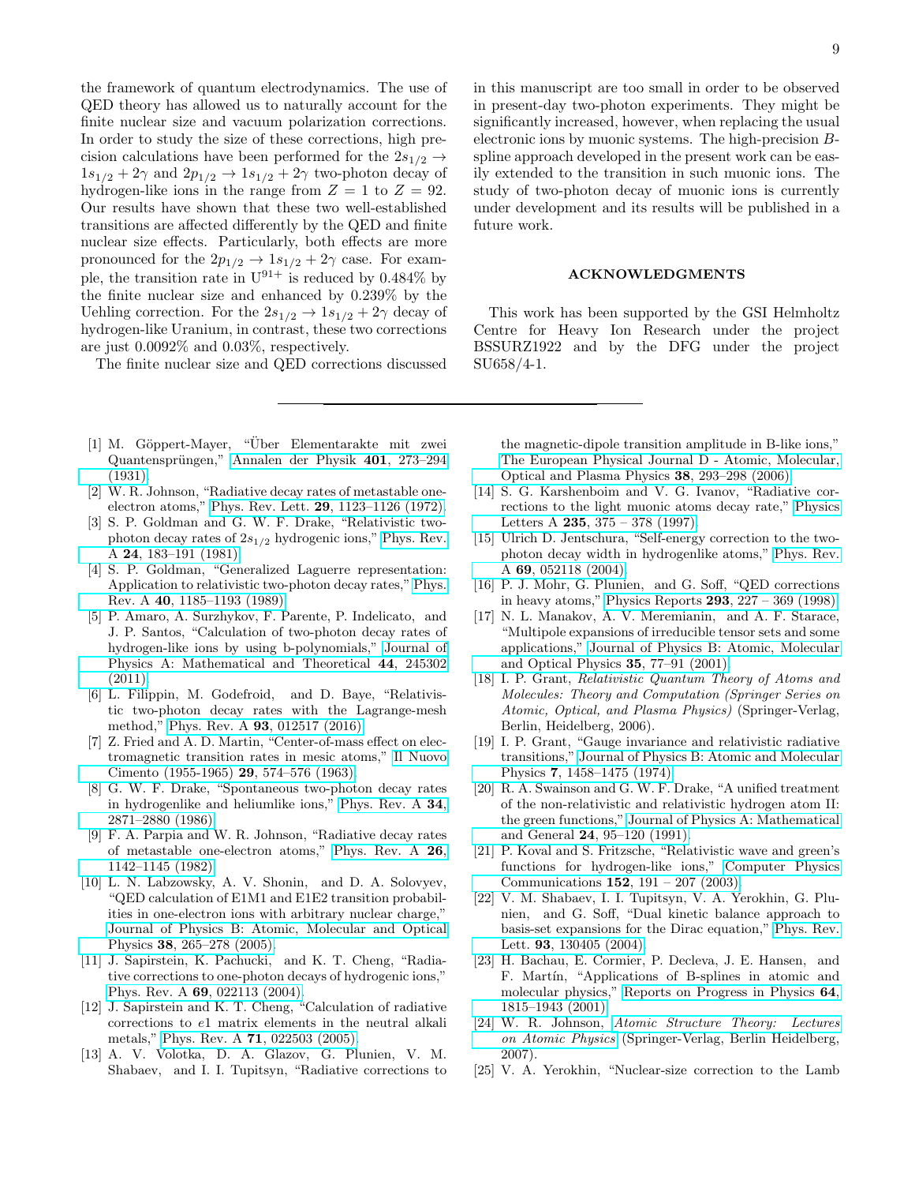the framework of quantum electrodynamics. The use of QED theory has allowed us to naturally account for the finite nuclear size and vacuum polarization corrections. In order to study the size of these corrections, high precision calculations have been performed for the $2s_{1/2} \to 1s_{1/2} + 2\gamma$ and $2p_{1/2} \to 1s_{1/2} + 2\gamma$ two-photon decay of hydrogen-like ions in the range from $Z = 1$ to $Z = 92$. Our results have shown that these two well-established transitions are affected differently by the QED and finite nuclear size effects. Particularly, both effects are more pronounced for the $2p_{1/2} \to 1s_{1/2} + 2\gamma$ case. For example, the transition rate in $U^{91+}$ is reduced by 0.484% by the finite nuclear size and enhanced by 0.239% by the Uehling correction. For the $2s_{1/2} \to 1s_{1/2} + 2\gamma$ decay of hydrogen-like Uranium, in contrast, these two corrections are just 0.0092% and 0.03%, respectively.

The finite nuclear size and QED corrections discussed in this manuscript are too small in order to be observed in present-day two-photon experiments. They might be significantly increased, however, when replacing the usual electronic ions by muonic systems. The high-precision *B*-spline approach developed in the present work can be easily extended to the transition in such muonic ions. The study of two-photon decay of muonic ions is currently under development and its results will be published in a future work.

## ACKNOWLEDGMENTS

This work has been supported by the GSI Helmholtz Centre for Heavy Ion Research under the project BSSURZ1922 and by the DFG under the project SU658/4-1.

---

[1] M. Göppert-Mayer, "Über Elementarakte mit zwei Quantensprüngen," Annalen der Physik **401**, 273–294 (1931).

[2] W. R. Johnson, "Radiative decay rates of metastable one-electron atoms," Phys. Rev. Lett. **29**, 1123–1126 (1972).

[3] S. P. Goldman and G. W. F. Drake, "Relativistic two-photon decay rates of $2s_{1/2}$ hydrogenic ions," Phys. Rev. A **24**, 183–191 (1981).

[4] S. P. Goldman, "Generalized Laguerre representation: Application to relativistic two-photon decay rates," Phys. Rev. A **40**, 1185–1193 (1989).

[5] P. Amaro, A. Surzhykov, F. Parente, P. Indelicato, and J. P. Santos, "Calculation of two-photon decay rates of hydrogen-like ions by using b-polynomials," Journal of Physics A: Mathematical and Theoretical **44**, 245302 (2011).

[6] L. Filippin, M. Godefroid, and D. Baye, "Relativistic two-photon decay rates with the Lagrange-mesh method," Phys. Rev. A **93**, 012517 (2016).

[7] Z. Fried and A. D. Martin, "Center-of-mass effect on electromagnetic transition rates in mesic atoms," Il Nuovo Cimento (1955-1965) **29**, 574–576 (1963).

[8] G. W. F. Drake, "Spontaneous two-photon decay rates in hydrogenlike and heliumlike ions," Phys. Rev. A **34**, 2871–2880 (1986).

[9] F. A. Parpia and W. R. Johnson, "Radiative decay rates of metastable one-electron atoms," Phys. Rev. A **26**, 1142–1145 (1982).

[10] L. N. Labzowsky, A. V. Shonin, and D. A. Solovyev, "QED calculation of E1M1 and E1E2 transition probabilities in one-electron ions with arbitrary nuclear charge," Journal of Physics B: Atomic, Molecular and Optical Physics **38**, 265–278 (2005).

[11] J. Sapirstein, K. Pachucki, and K. T. Cheng, "Radiative corrections to one-photon decays of hydrogenic ions," Phys. Rev. A **69**, 022113 (2004).

[12] J. Sapirstein and K. T. Cheng, "Calculation of radiative corrections to $e1$ matrix elements in the neutral alkali metals," Phys. Rev. A **71**, 022503 (2005).

[13] A. V. Volotka, D. A. Glazov, G. Plunien, V. M. Shabaev, and I. I. Tupitsyn, "Radiative corrections to the magnetic-dipole transition amplitude in B-like ions," The European Physical Journal D - Atomic, Molecular, Optical and Plasma Physics **38**, 293–298 (2006).

[14] S. G. Karshenboim and V. G. Ivanov, "Radiative corrections to the light muonic atoms decay rate," Physics Letters A **235**, 375 – 378 (1997).

[15] Ulrich D. Jentschura, "Self-energy correction to the two-photon decay width in hydrogenlike atoms," Phys. Rev. A **69**, 052118 (2004).

[16] P. J. Mohr, G. Plunien, and G. Soff, "QED corrections in heavy atoms," Physics Reports **293**, 227 – 369 (1998).

[17] N. L. Manakov, A. V. Meremianin, and A. F. Starace, "Multipole expansions of irreducible tensor sets and some applications," Journal of Physics B: Atomic, Molecular and Optical Physics **35**, 77–91 (2001).

[18] I. P. Grant, *Relativistic Quantum Theory of Atoms and Molecules: Theory and Computation (Springer Series on Atomic, Optical, and Plasma Physics)* (Springer-Verlag, Berlin, Heidelberg, 2006).

[19] I. P. Grant, "Gauge invariance and relativistic radiative transitions," Journal of Physics B: Atomic and Molecular Physics **7**, 1458–1475 (1974).

[20] R. A. Swainson and G. W. F. Drake, "A unified treatment of the non-relativistic and relativistic hydrogen atom II: the green functions," Journal of Physics A: Mathematical and General **24**, 95–120 (1991).

[21] P. Koval and S. Fritzsche, "Relativistic wave and green's functions for hydrogen-like ions," Computer Physics Communications **152**, 191 – 207 (2003).

[22] V. M. Shabaev, I. I. Tupitsyn, V. A. Yerokhin, G. Plunien, and G. Soff, "Dual kinetic balance approach to basis-set expansions for the Dirac equation," Phys. Rev. Lett. **93**, 130405 (2004).

[23] H. Bachau, E. Cormier, P. Decleva, J. E. Hansen, and F. Martín, "Applications of B-splines in atomic and molecular physics," Reports on Progress in Physics **64**, 1815–1943 (2001).

[24] W. R. Johnson, *Atomic Structure Theory: Lectures on Atomic Physics* (Springer-Verlag, Berlin Heidelberg, 2007).

[25] V. A. Yerokhin, "Nuclear-size correction to the Lamb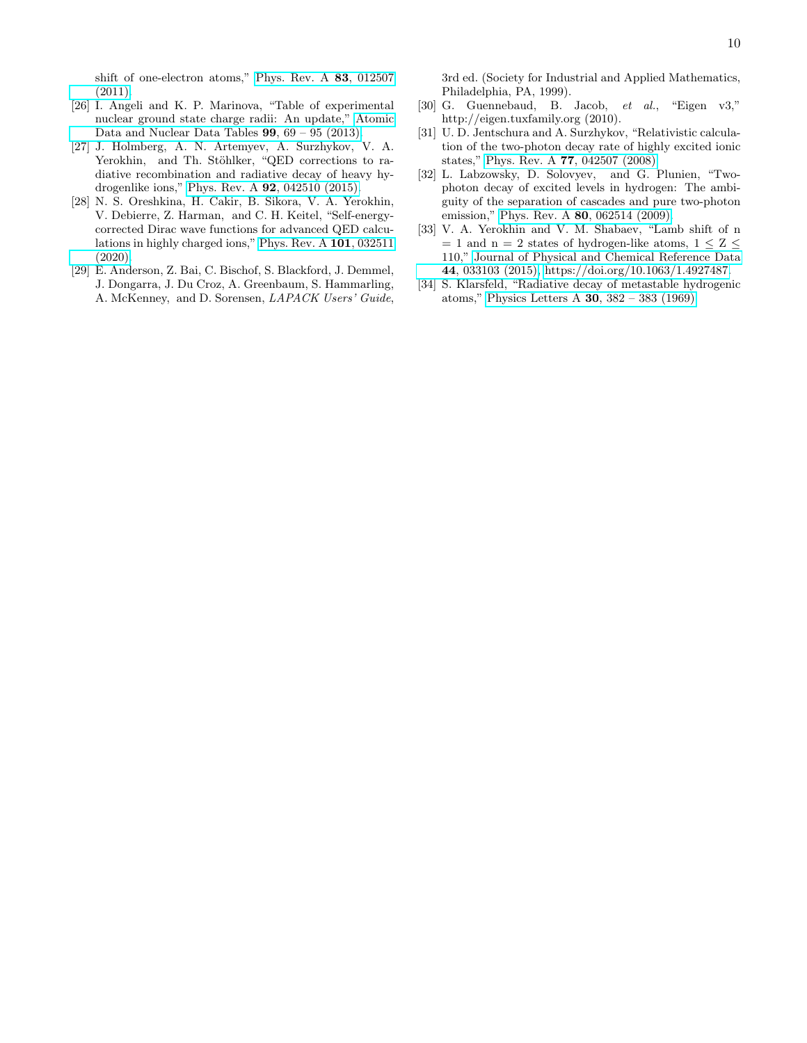shift of one-electron atoms," Phys. Rev. A **83**, 012507 (2011).

[26] I. Angeli and K. P. Marinova, "Table of experimental nuclear ground state charge radii: An update," Atomic Data and Nuclear Data Tables **99**, 69 – 95 (2013).

[27] J. Holmberg, A. N. Artemyev, A. Surzhykov, V. A. Yerokhin, and Th. Stöhlker, "QED corrections to radiative recombination and radiative decay of heavy hydrogenlike ions," Phys. Rev. A **92**, 042510 (2015).

[28] N. S. Oreshkina, H. Cakir, B. Sikora, V. A. Yerokhin, V. Debierre, Z. Harman, and C. H. Keitel, "Self-energy-corrected Dirac wave functions for advanced QED calculations in highly charged ions," Phys. Rev. A **101**, 032511 (2020).

[29] E. Anderson, Z. Bai, C. Bischof, S. Blackford, J. Demmel, J. Dongarra, J. Du Croz, A. Greenbaum, S. Hammarling, A. McKenney, and D. Sorensen, *LAPACK Users' Guide*, 3rd ed. (Society for Industrial and Applied Mathematics, Philadelphia, PA, 1999).

[30] G. Guennebaud, B. Jacob, *et al.*, "Eigen v3," http://eigen.tuxfamily.org (2010).

[31] U. D. Jentschura and A. Surzhykov, "Relativistic calculation of the two-photon decay rate of highly excited ionic states," Phys. Rev. A **77**, 042507 (2008).

[32] L. Labzowsky, D. Solovyev, and G. Plunien, "Two-photon decay of excited levels in hydrogen: The ambiguity of the separation of cascades and pure two-photon emission," Phys. Rev. A **80**, 062514 (2009).

[33] V. A. Yerokhin and V. M. Shabaev, "Lamb shift of n = 1 and n = 2 states of hydrogen-like atoms, $1 \leq Z \leq 110$," Journal of Physical and Chemical Reference Data **44**, 033103 (2015), https://doi.org/10.1063/1.4927487.

[34] S. Klarsfeld, "Radiative decay of metastable hydrogenic atoms," Physics Letters A **30**, 382 – 383 (1969).